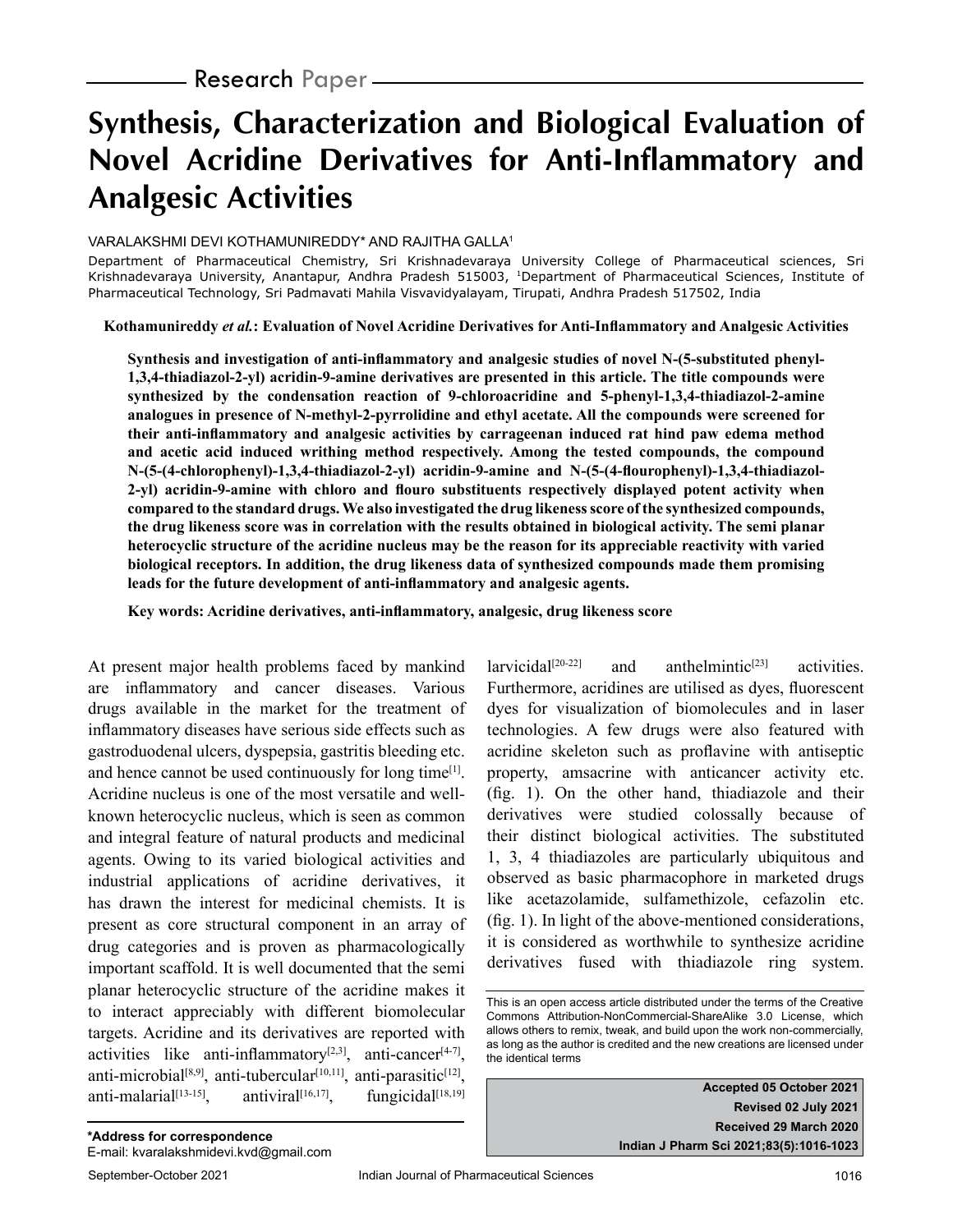Research Paper

# Synthesis, Characterization and Biological Evaluation of Novel Acridine Derivatives for Anti-Inflammatory and Analgesic Activities

VARALAKSHMI DEVI KOTHAMUNIREDDY* AND RAJITHA GALLA[1]

Department of Pharmaceutical Chemistry, Sri Krishnadevaraya University College of Pharmaceutical sciences, Sri Krishnadevaraya University, Anantapur, Andhra Pradesh 515003, [1]Department of Pharmaceutical Sciences, Institute of Pharmaceutical Technology, Sri Padmavati Mahila Visvavidyalayam, Tirupati, Andhra Pradesh 517502, India

**Kothamunireddy *et al.*: Evaluation of Novel Acridine Derivatives for Anti-Inflammatory and Analgesic Activities**

**Synthesis and investigation of anti-inflammatory and analgesic studies of novel N-(5-substituted phenyl-1,3,4-thiadiazol-2-yl) acridin-9-amine derivatives are presented in this article. The title compounds were synthesized by the condensation reaction of 9-chloroacridine and 5-phenyl-1,3,4-thiadiazol-2-amine analogues in presence of N-methyl-2-pyrrolidine and ethyl acetate. All the compounds were screened for their anti-inflammatory and analgesic activities by carrageenan induced rat hind paw edema method and acetic acid induced writhing method respectively. Among the tested compounds, the compound N-(5-(4-chlorophenyl)-1,3,4-thiadiazol-2-yl) acridin-9-amine and N-(5-(4-flourophenyl)-1,3,4-thiadiazol-2-yl) acridin-9-amine with chloro and flouro substituents respectively displayed potent activity when compared to the standard drugs. We also investigated the drug likeness score of the synthesized compounds, the drug likeness score was in correlation with the results obtained in biological activity. The semi planar heterocyclic structure of the acridine nucleus may be the reason for its appreciable reactivity with varied biological receptors. In addition, the drug likeness data of synthesized compounds made them promising leads for the future development of anti-inflammatory and analgesic agents.**

**Key words: Acridine derivatives, anti-inflammatory, analgesic, drug likeness score**

At present major health problems faced by mankind are inflammatory and cancer diseases. Various drugs available in the market for the treatment of inflammatory diseases have serious side effects such as gastroduodenal ulcers, dyspepsia, gastritis bleeding etc. and hence cannot be used continuously for long time[1]. Acridine nucleus is one of the most versatile and well-known heterocyclic nucleus, which is seen as common and integral feature of natural products and medicinal agents. Owing to its varied biological activities and industrial applications of acridine derivatives, it has drawn the interest for medicinal chemists. It is present as core structural component in an array of drug categories and is proven as pharmacologically important scaffold. It is well documented that the semi planar heterocyclic structure of the acridine makes it to interact appreciably with different biomolecular targets. Acridine and its derivatives are reported with activities like anti-inflammatory[2,3], anti-cancer[4-7], anti-microbial[8,9], anti-tubercular[10,11], anti-parasitic[12], anti-malarial[13-15], antiviral[16,17], fungicidal[18,19] larvicidal[20-22] and anthelmintic[23] activities. Furthermore, acridines are utilised as dyes, fluorescent dyes for visualization of biomolecules and in laser technologies. A few drugs were also featured with acridine skeleton such as proflavine with antiseptic property, amsacrine with anticancer activity etc. (fig. 1). On the other hand, thiadiazole and their derivatives were studied colossally because of their distinct biological activities. The substituted 1, 3, 4 thiadiazoles are particularly ubiquitous and observed as basic pharmacophore in marketed drugs like acetazolamide, sulfamethizole, cefazolin etc. (fig. 1). In light of the above-mentioned considerations, it is considered as worthwhile to synthesize acridine derivatives fused with thiadiazole ring system.

This is an open access article distributed under the terms of the Creative Commons Attribution-NonCommercial-ShareAlike 3.0 License, which allows others to remix, tweak, and build upon the work non-commercially, as long as the author is credited and the new creations are licensed under the identical terms

Accepted 05 October 2021
Revised 02 July 2021
Received 29 March 2020
Indian J Pharm Sci 2021;83(5):1016-1023

**\*Address for correspondence**
E-mail: kvaralakshmidevi.kvd@gmail.com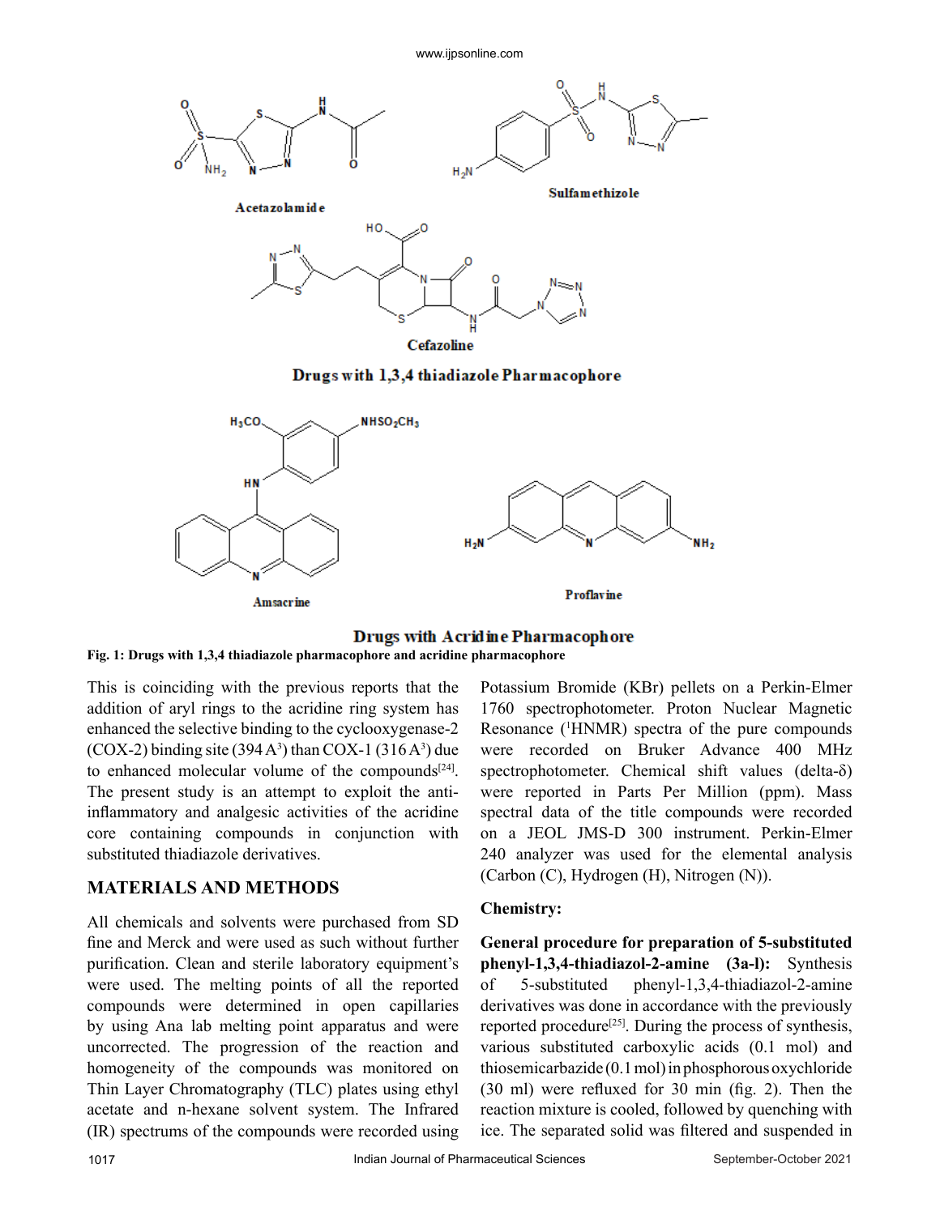Fig. 1: Drugs with 1,3,4 thiadiazole pharmacophore and acridine pharmacophore

This is coinciding with the previous reports that the addition of aryl rings to the acridine ring system has enhanced the selective binding to the cyclooxygenase-2 (COX-2) binding site (394 $A^3$) than COX-1 (316 $A^3$) due to enhanced molecular volume of the compounds[24]. The present study is an attempt to exploit the anti-inflammatory and analgesic activities of the acridine core containing compounds in conjunction with substituted thiadiazole derivatives.

## MATERIALS AND METHODS

All chemicals and solvents were purchased from SD fine and Merck and were used as such without further purification. Clean and sterile laboratory equipment's were used. The melting points of all the reported compounds were determined in open capillaries by using Ana lab melting point apparatus and were uncorrected. The progression of the reaction and homogeneity of the compounds was monitored on Thin Layer Chromatography (TLC) plates using ethyl acetate and n-hexane solvent system. The Infrared (IR) spectrums of the compounds were recorded using Potassium Bromide (KBr) pellets on a Perkin-Elmer 1760 spectrophotometer. Proton Nuclear Magnetic Resonance ($^1$HNMR) spectra of the pure compounds were recorded on Bruker Advance 400 MHz spectrophotometer. Chemical shift values (delta-δ) were reported in Parts Per Million (ppm). Mass spectral data of the title compounds were recorded on a JEOL JMS-D 300 instrument. Perkin-Elmer 240 analyzer was used for the elemental analysis (Carbon (C), Hydrogen (H), Nitrogen (N)).

### Chemistry:

**General procedure for preparation of 5-substituted phenyl-1,3,4-thiadiazol-2-amine (3a-l):** Synthesis of 5-substituted phenyl-1,3,4-thiadiazol-2-amine derivatives was done in accordance with the previously reported procedure[25]. During the process of synthesis, various substituted carboxylic acids (0.1 mol) and thiosemicarbazide (0.1 mol) in phosphorous oxychloride (30 ml) were refluxed for 30 min (fig. 2). Then the reaction mixture is cooled, followed by quenching with ice. The separated solid was filtered and suspended in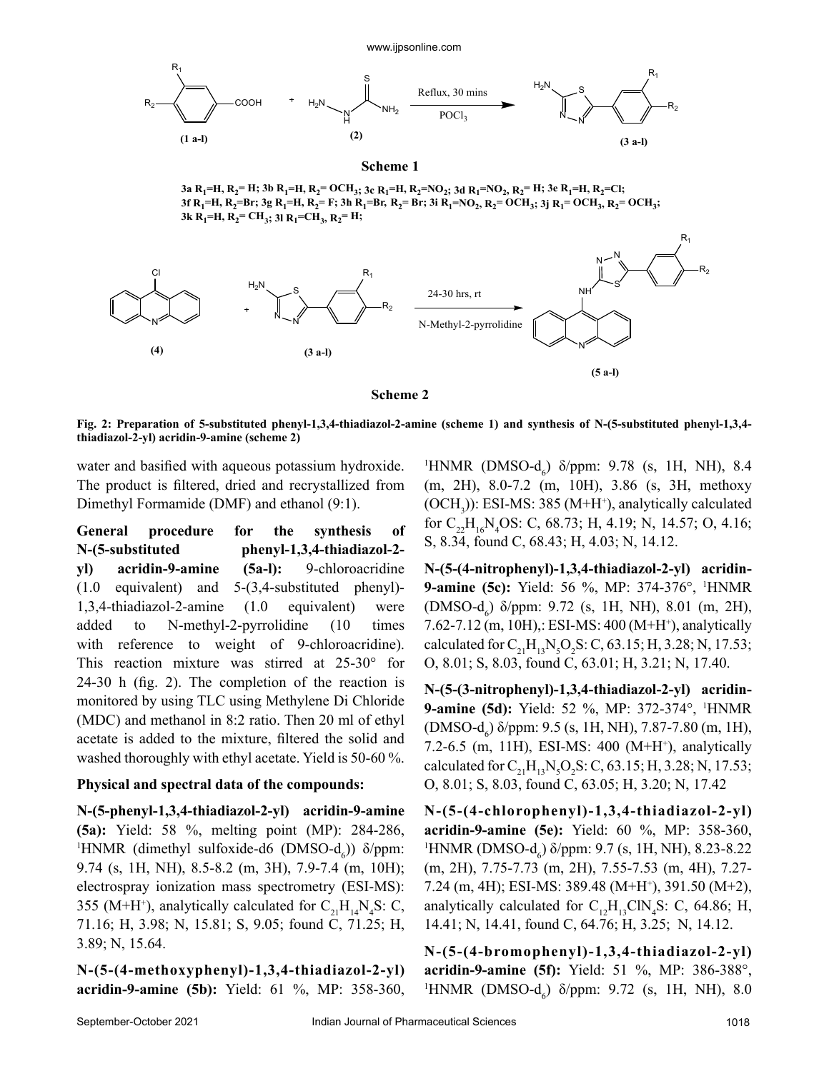Scheme 1

3a $R_1$=H, $R_2$= H; 3b $R_1$=H, $R_2$= $OCH_3$; 3c $R_1$=H, $R_2$=$NO_2$; 3d $R_1$=$NO_2$, $R_2$= H; 3e $R_1$=H, $R_2$=Cl; 3f $R_1$=H, $R_2$=Br; 3g $R_1$=H, $R_2$= F; 3h $R_1$=Br, $R_2$= Br; 3i $R_1$=$NO_2$, $R_2$= $OCH_3$; 3j $R_1$= $OCH_3$, $R_2$= $OCH_3$; 3k $R_1$=H, $R_2$= $CH_3$; 3l $R_1$=$CH_3$, $R_2$= H;

Scheme 2

**Fig. 2: Preparation of 5-substituted phenyl-1,3,4-thiadiazol-2-amine (scheme 1) and synthesis of N-(5-substituted phenyl-1,3,4-thiadiazol-2-yl) acridin-9-amine (scheme 2)**

water and basified with aqueous potassium hydroxide. The product is filtered, dried and recrystallized from Dimethyl Formamide (DMF) and ethanol (9:1).

**General procedure for the synthesis of N-(5-substituted phenyl-1,3,4-thiadiazol-2-yl) acridin-9-amine (5a-l):** 9-chloroacridine (1.0 equivalent) and 5-(3,4-substituted phenyl)-1,3,4-thiadiazol-2-amine (1.0 equivalent) were added to N-methyl-2-pyrrolidine (10 times with reference to weight of 9-chloroacridine). This reaction mixture was stirred at 25-30° for 24-30 h (fig. 2). The completion of the reaction is monitored by using TLC using Methylene Di Chloride (MDC) and methanol in 8:2 ratio. Then 20 ml of ethyl acetate is added to the mixture, filtered the solid and washed thoroughly with ethyl acetate. Yield is 50-60 %.

**Physical and spectral data of the compounds:**

**N-(5-phenyl-1,3,4-thiadiazol-2-yl) acridin-9-amine (5a):** Yield: 58 %, melting point (MP): 284-286, $^1$HNMR (dimethyl sulfoxide-d6 (DMSO-$d_6$)) δ/ppm: 9.74 (s, 1H, NH), 8.5-8.2 (m, 3H), 7.9-7.4 (m, 10H); electrospray ionization mass spectrometry (ESI-MS): 355 (M+$H^+$), analytically calculated for $C_{21}H_{14}N_4S$: C, 71.16; H, 3.98; N, 15.81; S, 9.05; found C, 71.25; H, 3.89; N, 15.64.

**N-(5-(4-methoxyphenyl)-1,3,4-thiadiazol-2-yl) acridin-9-amine (5b):** Yield: 61 %, MP: 358-360, $^1$HNMR (DMSO-$d_6$) δ/ppm: 9.78 (s, 1H, NH), 8.4 (m, 2H), 8.0-7.2 (m, 10H), 3.86 (s, 3H, methoxy ($OCH_3$)): ESI-MS: 385 (M+$H^+$), analytically calculated for $C_{22}H_{16}N_4OS$: C, 68.73; H, 4.19; N, 14.57; O, 4.16; S, 8.34, found C, 68.43; H, 4.03; N, 14.12.

**N-(5-(4-nitrophenyl)-1,3,4-thiadiazol-2-yl) acridin-9-amine (5c):** Yield: 56 %, MP: 374-376°, $^1$HNMR (DMSO-$d_6$) δ/ppm: 9.72 (s, 1H, NH), 8.01 (m, 2H), 7.62-7.12 (m, 10H),: ESI-MS: 400 (M+$H^+$), analytically calculated for $C_{21}H_{13}N_5O_2S$: C, 63.15; H, 3.28; N, 17.53; O, 8.01; S, 8.03, found C, 63.01; H, 3.21; N, 17.40.

**N-(5-(3-nitrophenyl)-1,3,4-thiadiazol-2-yl) acridin-9-amine (5d):** Yield: 52 %, MP: 372-374°, $^1$HNMR (DMSO-$d_6$) δ/ppm: 9.5 (s, 1H, NH), 7.87-7.80 (m, 1H), 7.2-6.5 (m, 11H), ESI-MS: 400 (M+$H^+$), analytically calculated for $C_{21}H_{13}N_5O_2S$: C, 63.15; H, 3.28; N, 17.53; O, 8.01; S, 8.03, found C, 63.05; H, 3.20; N, 17.42

**N-(5-(4-chlorophenyl)-1,3,4-thiadiazol-2-yl) acridin-9-amine (5e):** Yield: 60 %, MP: 358-360, $^1$HNMR (DMSO-$d_6$) δ/ppm: 9.7 (s, 1H, NH), 8.23-8.22 (m, 2H), 7.75-7.73 (m, 2H), 7.55-7.53 (m, 4H), 7.27-7.24 (m, 4H); ESI-MS: 389.48 (M+$H^+$), 391.50 (M+2), analytically calculated for $C_{12}H_{13}ClN_4S$: C, 64.86; H, 14.41; N, 14.41, found C, 64.76; H, 3.25; N, 14.12.

**N-(5-(4-bromophenyl)-1,3,4-thiadiazol-2-yl) acridin-9-amine (5f):** Yield: 51 %, MP: 386-388°, $^1$HNMR (DMSO-$d_6$) δ/ppm: 9.72 (s, 1H, NH), 8.0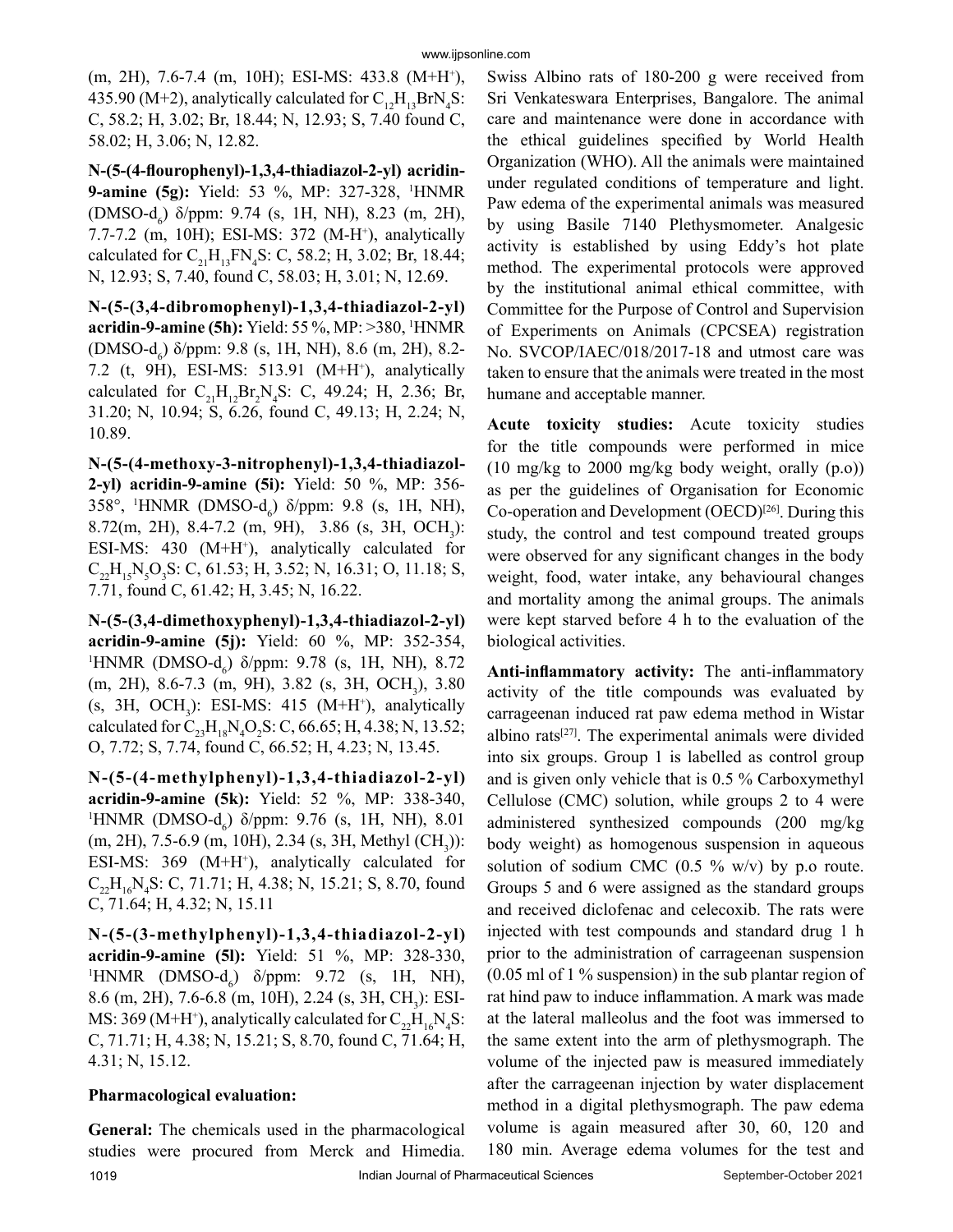(m, 2H), 7.6-7.4 (m, 10H); ESI-MS: 433.8 ($M+H^+$), 435.90 (M+2), analytically calculated for $C_{12}H_{13}BrN_4S$: C, 58.2; H, 3.02; Br, 18.44; N, 12.93; S, 7.40 found C, 58.02; H, 3.06; N, 12.82.

**N-(5-(4-flourophenyl)-1,3,4-thiadiazol-2-yl) acridin-9-amine (5g):** Yield: 53 %, MP: 327-328, $^1$HNMR (DMSO-$d_6$) δ/ppm: 9.74 (s, 1H, NH), 8.23 (m, 2H), 7.7-7.2 (m, 10H); ESI-MS: 372 ($M-H^+$), analytically calculated for $C_{21}H_{13}FN_4S$: C, 58.2; H, 3.02; Br, 18.44; N, 12.93; S, 7.40, found C, 58.03; H, 3.01; N, 12.69.

**N-(5-(3,4-dibromophenyl)-1,3,4-thiadiazol-2-yl) acridin-9-amine (5h):** Yield: 55 %, MP: >380, $^1$HNMR (DMSO-$d_6$) δ/ppm: 9.8 (s, 1H, NH), 8.6 (m, 2H), 8.2-7.2 (t, 9H), ESI-MS: 513.91 ($M+H^+$), analytically calculated for $C_{21}H_{12}Br_2N_4S$: C, 49.24; H, 2.36; Br, 31.20; N, 10.94; S, 6.26, found C, 49.13; H, 2.24; N, 10.89.

**N-(5-(4-methoxy-3-nitrophenyl)-1,3,4-thiadiazol-2-yl) acridin-9-amine (5i):** Yield: 50 %, MP: 356-358°, $^1$HNMR (DMSO-$d_6$) δ/ppm: 9.8 (s, 1H, NH), 8.72(m, 2H), 8.4-7.2 (m, 9H), 3.86 (s, 3H, $OCH_3$): ESI-MS: 430 ($M+H^+$), analytically calculated for $C_{22}H_{15}N_5O_3S$: C, 61.53; H, 3.52; N, 16.31; O, 11.18; S, 7.71, found C, 61.42; H, 3.45; N, 16.22.

**N-(5-(3,4-dimethoxyphenyl)-1,3,4-thiadiazol-2-yl) acridin-9-amine (5j):** Yield: 60 %, MP: 352-354, $^1$HNMR (DMSO-$d_6$) δ/ppm: 9.78 (s, 1H, NH), 8.72 (m, 2H), 8.6-7.3 (m, 9H), 3.82 (s, 3H, $OCH_3$), 3.80 (s, 3H, $OCH_3$): ESI-MS: 415 ($M+H^+$), analytically calculated for $C_{23}H_{18}N_4O_2S$: C, 66.65; H, 4.38; N, 13.52; O, 7.72; S, 7.74, found C, 66.52; H, 4.23; N, 13.45.

**N-(5-(4-methylphenyl)-1,3,4-thiadiazol-2-yl) acridin-9-amine (5k):** Yield: 52 %, MP: 338-340, $^1$HNMR (DMSO-$d_6$) δ/ppm: 9.76 (s, 1H, NH), 8.01 (m, 2H), 7.5-6.9 (m, 10H), 2.34 (s, 3H, Methyl ($CH_3$)): ESI-MS: 369 ($M+H^+$), analytically calculated for $C_{22}H_{16}N_4S$: C, 71.71; H, 4.38; N, 15.21; S, 8.70, found C, 71.64; H, 4.32; N, 15.11

**N-(5-(3-methylphenyl)-1,3,4-thiadiazol-2-yl) acridin-9-amine (5l):** Yield: 51 %, MP: 328-330, $^1$HNMR (DMSO-$d_6$) δ/ppm: 9.72 (s, 1H, NH), 8.6 (m, 2H), 7.6-6.8 (m, 10H), 2.24 (s, 3H, $CH_3$): ESI-MS: 369 ($M+H^+$), analytically calculated for $C_{22}H_{16}N_4S$: C, 71.71; H, 4.38; N, 15.21; S, 8.70, found C, 71.64; H, 4.31; N, 15.12.

### Pharmacological evaluation:

**General:** The chemicals used in the pharmacological studies were procured from Merck and Himedia. Swiss Albino rats of 180-200 g were received from Sri Venkateswara Enterprises, Bangalore. The animal care and maintenance were done in accordance with the ethical guidelines specified by World Health Organization (WHO). All the animals were maintained under regulated conditions of temperature and light. Paw edema of the experimental animals was measured by using Basile 7140 Plethysmometer. Analgesic activity is established by using Eddy's hot plate method. The experimental protocols were approved by the institutional animal ethical committee, with Committee for the Purpose of Control and Supervision of Experiments on Animals (CPCSEA) registration No. SVCOP/IAEC/018/2017-18 and utmost care was taken to ensure that the animals were treated in the most humane and acceptable manner.

**Acute toxicity studies:** Acute toxicity studies for the title compounds were performed in mice (10 mg/kg to 2000 mg/kg body weight, orally (p.o)) as per the guidelines of Organisation for Economic Co-operation and Development (OECD)[26]. During this study, the control and test compound treated groups were observed for any significant changes in the body weight, food, water intake, any behavioural changes and mortality among the animal groups. The animals were kept starved before 4 h to the evaluation of the biological activities.

**Anti-inflammatory activity:** The anti-inflammatory activity of the title compounds was evaluated by carrageenan induced rat paw edema method in Wistar albino rats[27]. The experimental animals were divided into six groups. Group 1 is labelled as control group and is given only vehicle that is 0.5 % Carboxymethyl Cellulose (CMC) solution, while groups 2 to 4 were administered synthesized compounds (200 mg/kg body weight) as homogenous suspension in aqueous solution of sodium CMC (0.5 % w/v) by p.o route. Groups 5 and 6 were assigned as the standard groups and received diclofenac and celecoxib. The rats were injected with test compounds and standard drug 1 h prior to the administration of carrageenan suspension (0.05 ml of 1 % suspension) in the sub plantar region of rat hind paw to induce inflammation. A mark was made at the lateral malleolus and the foot was immersed to the same extent into the arm of plethysmograph. The volume of the injected paw is measured immediately after the carrageenan injection by water displacement method in a digital plethysmograph. The paw edema volume is again measured after 30, 60, 120 and 180 min. Average edema volumes for the test and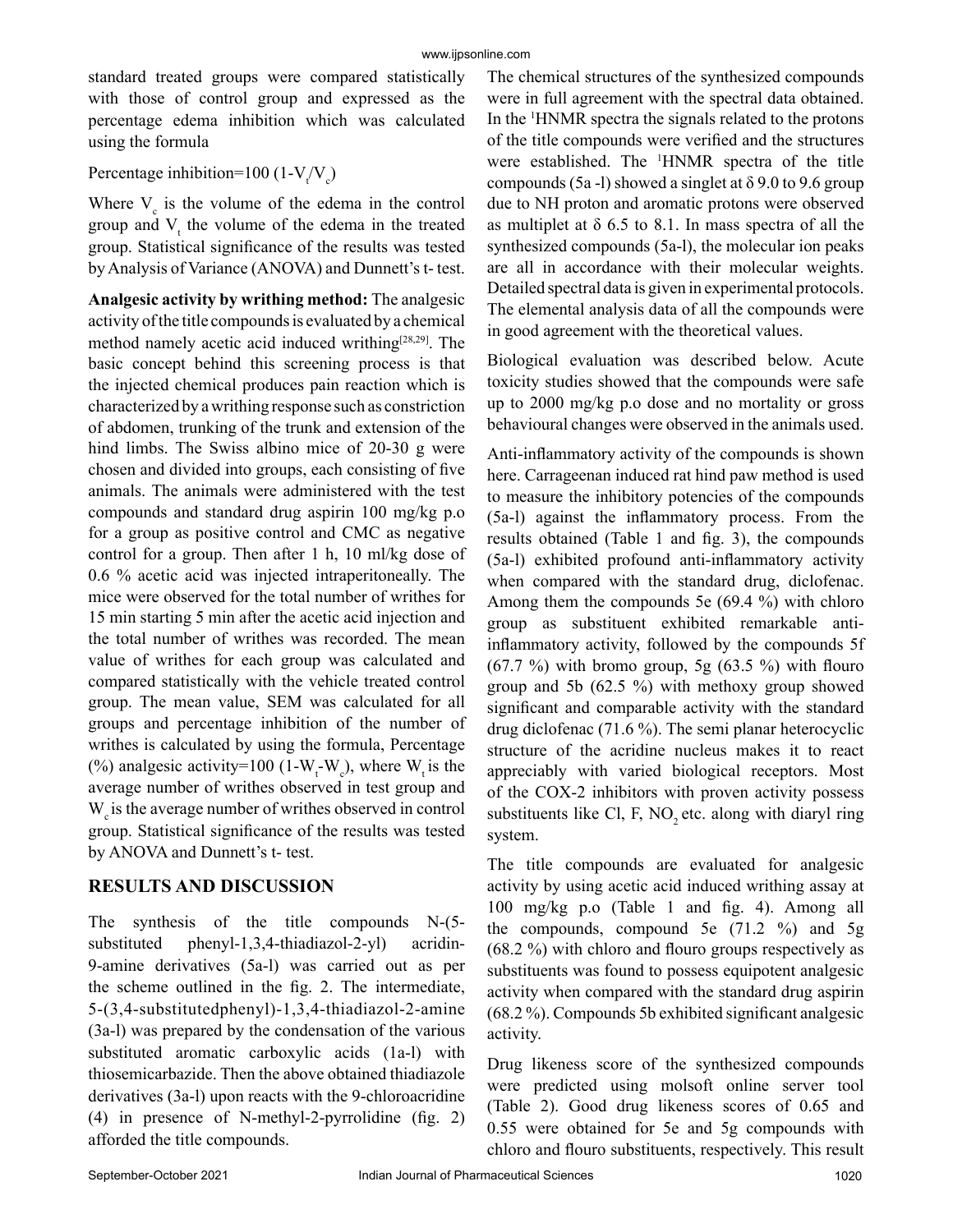standard treated groups were compared statistically with those of control group and expressed as the percentage edema inhibition which was calculated using the formula

Percentage inhibition=100 (1-$V_t$/$V_c$)

Where $V_c$ is the volume of the edema in the control group and $V_t$ the volume of the edema in the treated group. Statistical significance of the results was tested by Analysis of Variance (ANOVA) and Dunnett's t- test.

**Analgesic activity by writhing method:** The analgesic activity of the title compounds is evaluated by a chemical method namely acetic acid induced writhing[28,29]. The basic concept behind this screening process is that the injected chemical produces pain reaction which is characterized by a writhing response such as constriction of abdomen, trunking of the trunk and extension of the hind limbs. The Swiss albino mice of 20-30 g were chosen and divided into groups, each consisting of five animals. The animals were administered with the test compounds and standard drug aspirin 100 mg/kg p.o for a group as positive control and CMC as negative control for a group. Then after 1 h, 10 ml/kg dose of 0.6 % acetic acid was injected intraperitoneally. The mice were observed for the total number of writhes for 15 min starting 5 min after the acetic acid injection and the total number of writhes was recorded. The mean value of writhes for each group was calculated and compared statistically with the vehicle treated control group. The mean value, SEM was calculated for all groups and percentage inhibition of the number of writhes is calculated by using the formula, Percentage (%) analgesic activity=100 (1-$W_t$-$W_c$), where $W_t$ is the average number of writhes observed in test group and $W_c$ is the average number of writhes observed in control group. Statistical significance of the results was tested by ANOVA and Dunnett's t- test.

## RESULTS AND DISCUSSION

The synthesis of the title compounds N-(5-substituted phenyl-1,3,4-thiadiazol-2-yl) acridin-9-amine derivatives (5a-l) was carried out as per the scheme outlined in the fig. 2. The intermediate, 5-(3,4-substitutedphenyl)-1,3,4-thiadiazol-2-amine (3a-l) was prepared by the condensation of the various substituted aromatic carboxylic acids (1a-l) with thiosemicarbazide. Then the above obtained thiadiazole derivatives (3a-l) upon reacts with the 9-chloroacridine (4) in presence of N-methyl-2-pyrrolidine (fig. 2) afforded the title compounds.

The chemical structures of the synthesized compounds were in full agreement with the spectral data obtained. In the $^1$HNMR spectra the signals related to the protons of the title compounds were verified and the structures were established. The $^1$HNMR spectra of the title compounds (5a -l) showed a singlet at δ 9.0 to 9.6 group due to NH proton and aromatic protons were observed as multiplet at δ 6.5 to 8.1. In mass spectra of all the synthesized compounds (5a-l), the molecular ion peaks are all in accordance with their molecular weights. Detailed spectral data is given in experimental protocols. The elemental analysis data of all the compounds were in good agreement with the theoretical values.

Biological evaluation was described below. Acute toxicity studies showed that the compounds were safe up to 2000 mg/kg p.o dose and no mortality or gross behavioural changes were observed in the animals used.

Anti-inflammatory activity of the compounds is shown here. Carrageenan induced rat hind paw method is used to measure the inhibitory potencies of the compounds (5a-l) against the inflammatory process. From the results obtained (Table 1 and fig. 3), the compounds (5a-l) exhibited profound anti-inflammatory activity when compared with the standard drug, diclofenac. Among them the compounds 5e (69.4 %) with chloro group as substituent exhibited remarkable anti-inflammatory activity, followed by the compounds 5f (67.7 %) with bromo group, 5g (63.5 %) with flouro group and 5b (62.5 %) with methoxy group showed significant and comparable activity with the standard drug diclofenac (71.6 %). The semi planar heterocyclic structure of the acridine nucleus makes it to react appreciably with varied biological receptors. Most of the COX-2 inhibitors with proven activity possess substituents like Cl, F, $NO_2$ etc. along with diaryl ring system.

The title compounds are evaluated for analgesic activity by using acetic acid induced writhing assay at 100 mg/kg p.o (Table 1 and fig. 4). Among all the compounds, compound 5e (71.2 %) and 5g (68.2 %) with chloro and flouro groups respectively as substituents was found to possess equipotent analgesic activity when compared with the standard drug aspirin (68.2 %). Compounds 5b exhibited significant analgesic activity.

Drug likeness score of the synthesized compounds were predicted using molsoft online server tool (Table 2). Good drug likeness scores of 0.65 and 0.55 were obtained for 5e and 5g compounds with chloro and flouro substituents, respectively. This result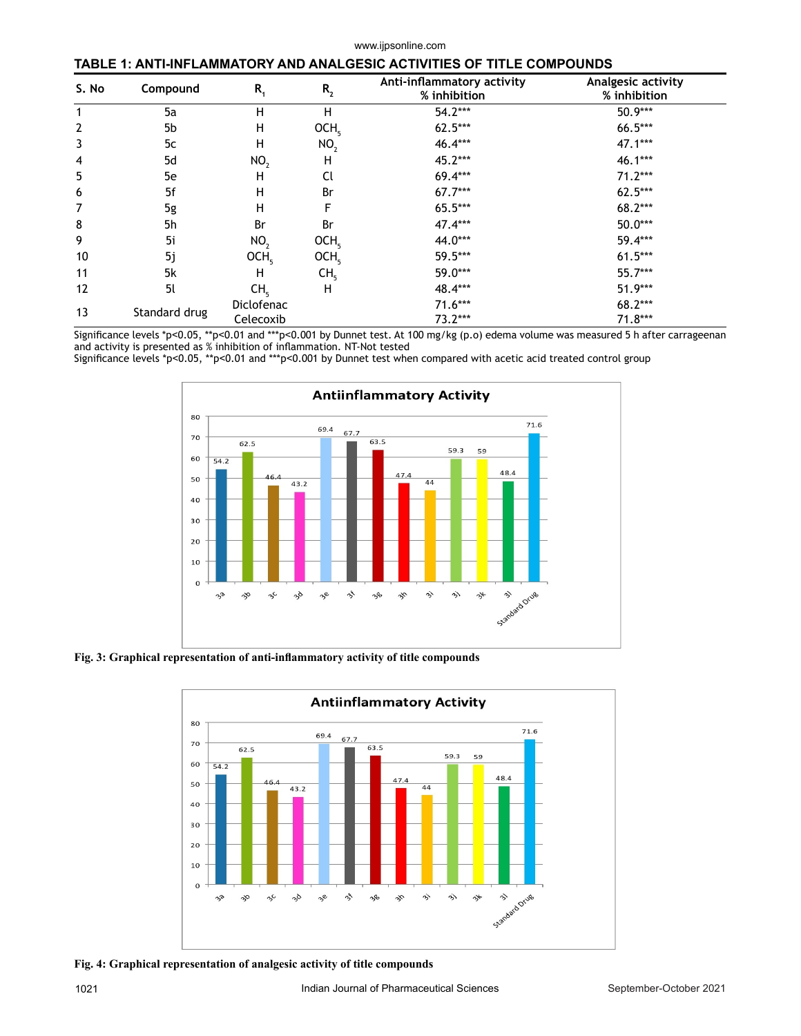**TABLE 1: ANTI-INFLAMMATORY AND ANALGESIC ACTIVITIES OF TITLE COMPOUNDS**

| S. No | Compound | $R_1$ | $R_2$ | Anti-inflammatory activity % inhibition | Analgesic activity % inhibition |
|---|---|---|---|---|---|
| 1 | 5a | H | H | 54.2*** | 50.9*** |
| 2 | 5b | H | $OCH_5$ | 62.5*** | 66.5*** |
| 3 | 5c | H | $NO_2$ | 46.4*** | 47.1*** |
| 4 | 5d | $NO_2$ | H | 45.2*** | 46.1*** |
| 5 | 5e | H | Cl | 69.4*** | 71.2*** |
| 6 | 5f | H | Br | 67.7*** | 62.5*** |
| 7 | 5g | H | F | 65.5*** | 68.2*** |
| 8 | 5h | Br | Br | 47.4*** | 50.0*** |
| 9 | 5i | $NO_2$ | $OCH_5$ | 44.0*** | 59.4*** |
| 10 | 5j | $OCH_5$ | $OCH_5$ | 59.5*** | 61.5*** |
| 11 | 5k | H | $CH_5$ | 59.0*** | 55.7*** |
| 12 | 5l | $CH_5$ | H | 48.4*** | 51.9*** |
| 13 | Standard drug | Diclofenac | | 71.6*** | 68.2*** |
| | | Celecoxib | | 73.2*** | 71.8*** |

Significance levels *p<0.05, **p<0.01 and ***p<0.001 by Dunnet test. At 100 mg/kg (p.o) edema volume was measured 5 h after carrageenan and activity is presented as % inhibition of inflammation. NT-Not tested

Significance levels *p<0.05, **p<0.01 and ***p<0.001 by Dunnet test when compared with acetic acid treated control group

**Fig. 3: Graphical representation of anti-inflammatory activity of title compounds**

**Fig. 4: Graphical representation of analgesic activity of title compounds**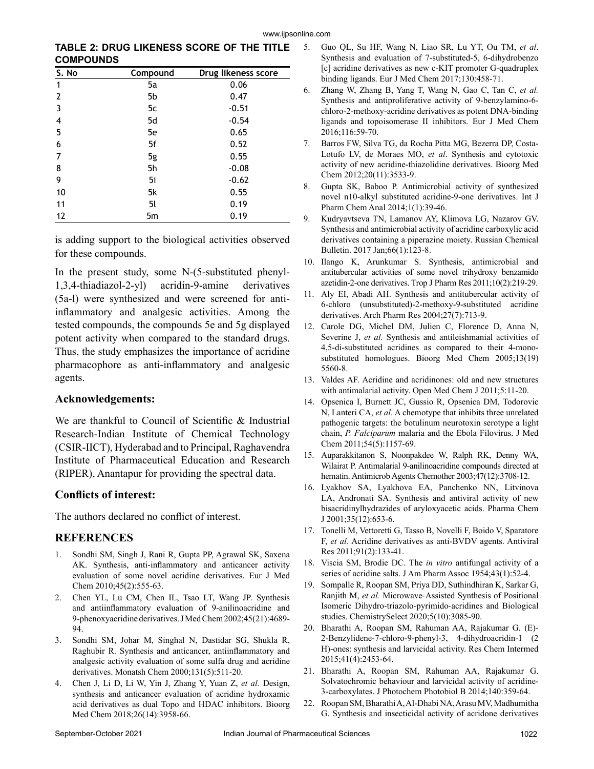**TABLE 2: DRUG LIKENESS SCORE OF THE TITLE COMPOUNDS**

| S. No | Compound | Drug likeness score |
|---|---|---|
| 1 | 5a | 0.06 |
| 2 | 5b | 0.47 |
| 3 | 5c | -0.51 |
| 4 | 5d | -0.54 |
| 5 | 5e | 0.65 |
| 6 | 5f | 0.52 |
| 7 | 5g | 0.55 |
| 8 | 5h | -0.08 |
| 9 | 5i | -0.62 |
| 10 | 5k | 0.55 |
| 11 | 5l | 0.19 |
| 12 | 5m | 0.19 |

is adding support to the biological activities observed for these compounds.

In the present study, some N-(5-substituted phenyl-1,3,4-thiadiazol-2-yl) acridin-9-amine derivatives (5a-l) were synthesized and were screened for anti-inflammatory and analgesic activities. Among the tested compounds, the compounds 5e and 5g displayed potent activity when compared to the standard drugs. Thus, the study emphasizes the importance of acridine pharmacophore as anti-inflammatory and analgesic agents.

## Acknowledgements:

We are thankful to Council of Scientific & Industrial Research-Indian Institute of Chemical Technology (CSIR-IICT), Hyderabad and to Principal, Raghavendra Institute of Pharmaceutical Education and Research (RIPER), Anantapur for providing the spectral data.

## Conflicts of interest:

The authors declared no conflict of interest.

## REFERENCES

1. Sondhi SM, Singh J, Rani R, Gupta PP, Agrawal SK, Saxena AK. Synthesis, anti-inflammatory and anticancer activity evaluation of some novel acridine derivatives. Eur J Med Chem 2010;45(2):555-63.
2. Chen YL, Lu CM, Chen IL, Tsao LT, Wang JP. Synthesis and antiinflammatory evaluation of 9-anilinoacridine and 9-phenoxyacridine derivatives. J Med Chem 2002;45(21):4689-94.
3. Sondhi SM, Johar M, Singhal N, Dastidar SG, Shukla R, Raghubir R. Synthesis and anticancer, antiinflammatory and analgesic activity evaluation of some sulfa drug and acridine derivatives. Monatsh Chem 2000;131(5):511-20.
4. Chen J, Li D, Li W, Yin J, Zhang Y, Yuan Z, *et al.* Design, synthesis and anticancer evaluation of acridine hydroxamic acid derivatives as dual Topo and HDAC inhibitors. Bioorg Med Chem 2018;26(14):3958-66.
5. Guo QL, Su HF, Wang N, Liao SR, Lu YT, Ou TM, *et al*. Synthesis and evaluation of 7-substituted-5, 6-dihydrobenzo [c] acridine derivatives as new c-KIT promoter G-quadruplex binding ligands. Eur J Med Chem 2017;130:458-71.
6. Zhang W, Zhang B, Yang T, Wang N, Gao C, Tan C, *et al.* Synthesis and antiproliferative activity of 9-benzylamino-6-chloro-2-methoxy-acridine derivatives as potent DNA-binding ligands and topoisomerase II inhibitors. Eur J Med Chem 2016;116:59-70.
7. Barros FW, Silva TG, da Rocha Pitta MG, Bezerra DP, Costa-Lotufo LV, de Moraes MO, *et al*. Synthesis and cytotoxic activity of new acridine-thiazolidine derivatives. Bioorg Med Chem 2012;20(11):3533-9.
8. Gupta SK, Baboo P. Antimicrobial activity of synthesized novel n10-alkyl substituted acridine-9-one derivatives. Int J Pharm Chem Anal 2014;1(1):39-46.
9. Kudryavtseva TN, Lamanov AY, Klimova LG, Nazarov GV. Synthesis and antimicrobial activity of acridine carboxylic acid derivatives containing a piperazine moiety. Russian Chemical Bulletin. 2017 Jan;66(1):123-8.
10. Ilango K, Arunkumar S. Synthesis, antimicrobial and antitubercular activities of some novel trihydroxy benzamido azetidin-2-one derivatives. Trop J Pharm Res 2011;10(2):219-29.
11. Aly EI, Abadi AH. Synthesis and antitubercular activity of 6-chloro (unsubstituted)-2-methoxy-9-substituted acridine derivatives. Arch Pharm Res 2004;27(7):713-9.
12. Carole DG, Michel DM, Julien C, Florence D, Anna N, Severine J, *et al.* Synthesis and antileishmanial activities of 4,5-di-substituted acridines as compared to their 4-mono-substituted homologues. Bioorg Med Chem 2005;13(19) 5560-8.
13. Valdes AF. Acridine and acridinones: old and new structures with antimalarial activity. Open Med Chem J 2011;5:11-20.
14. Opsenica I, Burnett JC, Gussio R, Opsenica DM, Todorovic N, Lanteri CA, *et al.* A chemotype that inhibits three unrelated pathogenic targets: the botulinum neurotoxin serotype a light chain, *P. Falciparum* malaria and the Ebola Filovirus. J Med Chem 2011;54(5):1157-69.
15. Auparakkitanon S, Noonpakdee W, Ralph RK, Denny WA, Wilairat P. Antimalarial 9-anilinoacridine compounds directed at hematin. Antimicrob Agents Chemother 2003;47(12):3708-12.
16. Lyakhov SA, Lyakhova EA, Panchenko NN, Litvinova LA, Andronati SA. Synthesis and antiviral activity of new bisacridinylhydrazides of aryloxyacetic acids. Pharma Chem J 2001;35(12):653-6.
17. Tonelli M, Vettoretti G, Tasso B, Novelli F, Boido V, Sparatore F, *et al.* Acridine derivatives as anti-BVDV agents. Antiviral Res 2011;91(2):133-41.
18. Viscia SM, Brodie DC. The *in vitro* antifungal activity of a series of acridine salts. J Am Pharm Assoc 1954;43(1):52-4.
19. Sompalle R, Roopan SM, Priya DD, Suthindhiran K, Sarkar G, Ranjith M, *et al.* Microwave‐Assisted Synthesis of Positional Isomeric Dihydro‐triazolo‐pyrimido‐acridines and Biological studies. ChemistrySelect 2020;5(10):3085-90.
20. Bharathi A, Roopan SM, Rahuman AA, Rajakumar G. (E)-2-Benzylidene-7-chloro-9-phenyl-3, 4-dihydroacridin-1 (2 H)-ones: synthesis and larvicidal activity. Res Chem Intermed 2015;41(4):2453-64.
21. Bharathi A, Roopan SM, Rahuman AA, Rajakumar G. Solvatochromic behaviour and larvicidal activity of acridine-3-carboxylates. J Photochem Photobiol B 2014;140:359-64.
22. Roopan SM, Bharathi A, Al-Dhabi NA, Arasu MV, Madhumitha G. Synthesis and insecticidal activity of acridone derivatives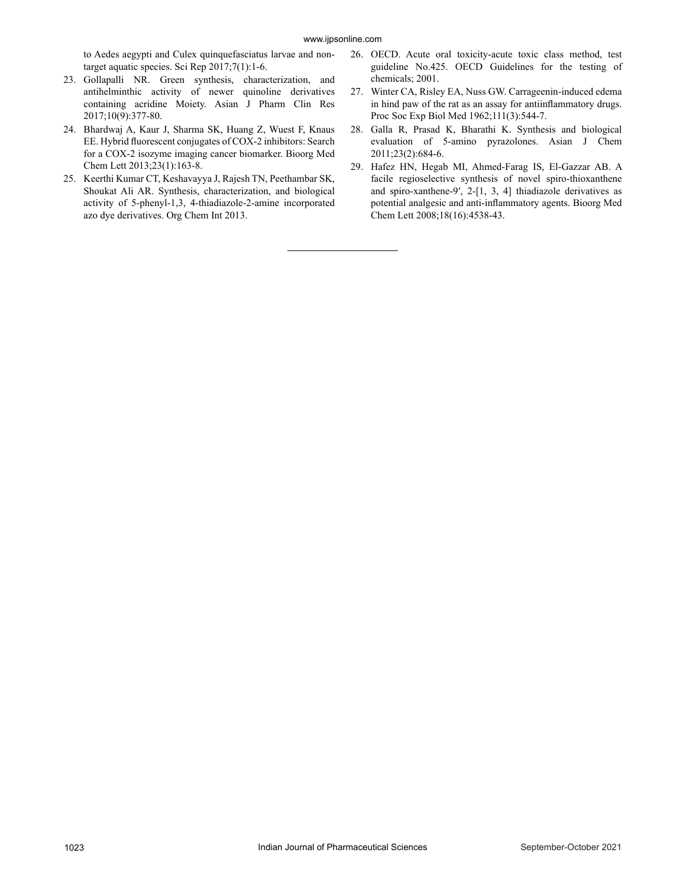to Aedes aegypti and Culex quinquefasciatus larvae and non-target aquatic species. Sci Rep 2017;7(1):1-6.

23. Gollapalli NR. Green synthesis, characterization, and antihelminthic activity of newer quinoline derivatives containing acridine Moiety. Asian J Pharm Clin Res 2017;10(9):377-80.
24. Bhardwaj A, Kaur J, Sharma SK, Huang Z, Wuest F, Knaus EE. Hybrid fluorescent conjugates of COX-2 inhibitors: Search for a COX-2 isozyme imaging cancer biomarker. Bioorg Med Chem Lett 2013;23(1):163-8.
25. Keerthi Kumar CT, Keshavayya J, Rajesh TN, Peethambar SK, Shoukat Ali AR. Synthesis, characterization, and biological activity of 5-phenyl-1,3, 4-thiadiazole-2-amine incorporated azo dye derivatives. Org Chem Int 2013.
26. OECD. Acute oral toxicity-acute toxic class method, test guideline No.425. OECD Guidelines for the testing of chemicals; 2001.
27. Winter CA, Risley EA, Nuss GW. Carrageenin-induced edema in hind paw of the rat as an assay for antiinflammatory drugs. Proc Soc Exp Biol Med 1962;111(3):544-7.
28. Galla R, Prasad K, Bharathi K. Synthesis and biological evaluation of 5-amino pyrazolones. Asian J Chem 2011;23(2):684-6.
29. Hafez HN, Hegab MI, Ahmed-Farag IS, El-Gazzar AB. A facile regioselective synthesis of novel spiro-thioxanthene and spiro-xanthene-9′, 2-[1, 3, 4] thiadiazole derivatives as potential analgesic and anti-inflammatory agents. Bioorg Med Chem Lett 2008;18(16):4538-43.